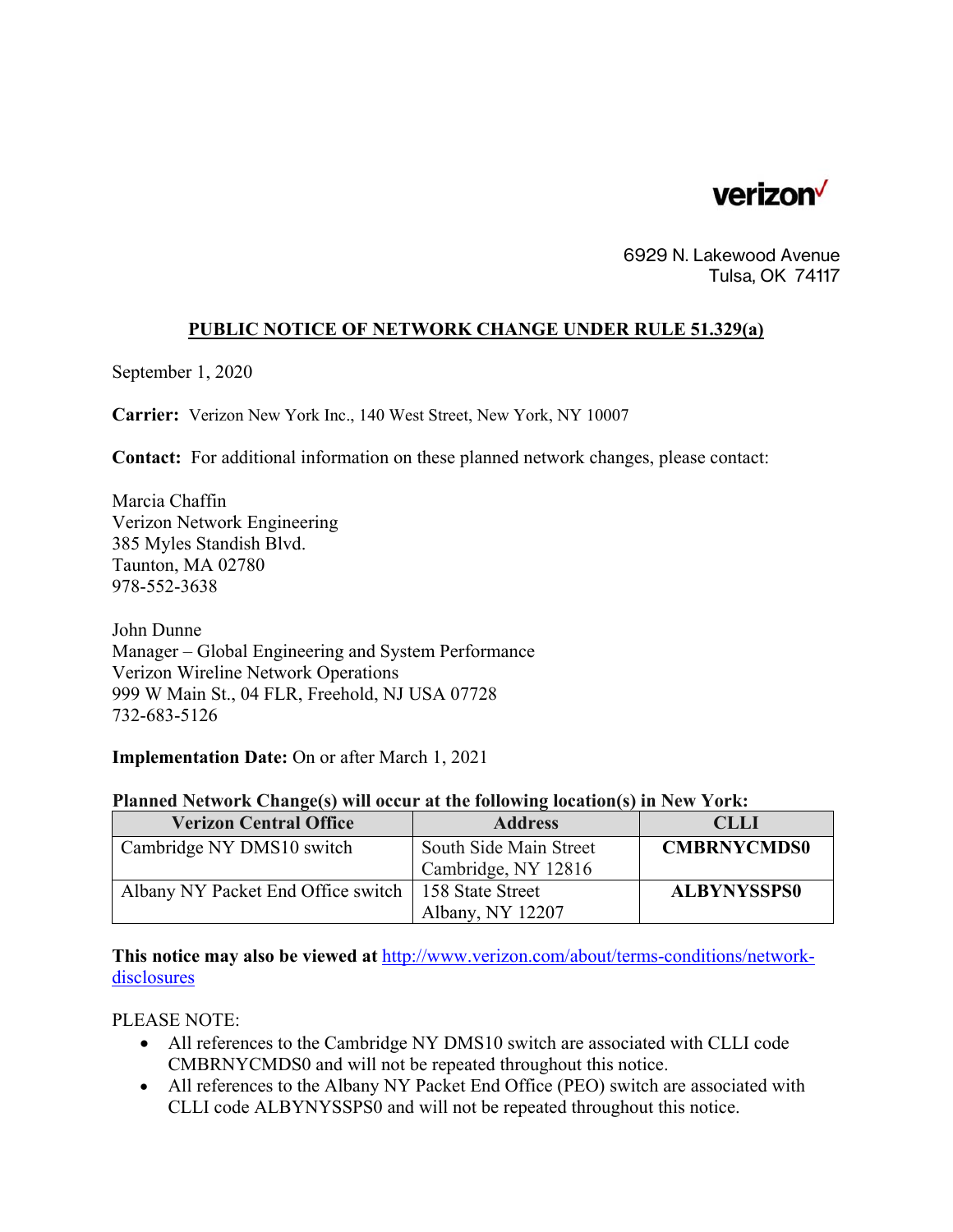verizon

6929 N. Lakewood Avenue
Tulsa, OK 74117

## PUBLIC NOTICE OF NETWORK CHANGE UNDER RULE 51.329(a)

September 1, 2020

**Carrier:** Verizon New York Inc., 140 West Street, New York, NY 10007

**Contact:** For additional information on these planned network changes, please contact:

Marcia Chaffin
Verizon Network Engineering
385 Myles Standish Blvd.
Taunton, MA 02780
978-552-3638

John Dunne
Manager – Global Engineering and System Performance
Verizon Wireline Network Operations
999 W Main St., 04 FLR, Freehold, NJ USA 07728
732-683-5126

**Implementation Date:** On or after March 1, 2021

**Planned Network Change(s) will occur at the following location(s) in New York:**

| Verizon Central Office | Address | CLLI |
|---|---|---|
| Cambridge NY DMS10 switch | South Side Main Street<br>Cambridge, NY 12816 | **CMBRNYCMDS0** |
| Albany NY Packet End Office switch | 158 State Street<br>Albany, NY 12207 | **ALBYNYSSPS0** |

**This notice may also be viewed at** http://www.verizon.com/about/terms-conditions/network-disclosures

PLEASE NOTE:

- All references to the Cambridge NY DMS10 switch are associated with CLLI code CMBRNYCMDS0 and will not be repeated throughout this notice.
- All references to the Albany NY Packet End Office (PEO) switch are associated with CLLI code ALBYNYSSPS0 and will not be repeated throughout this notice.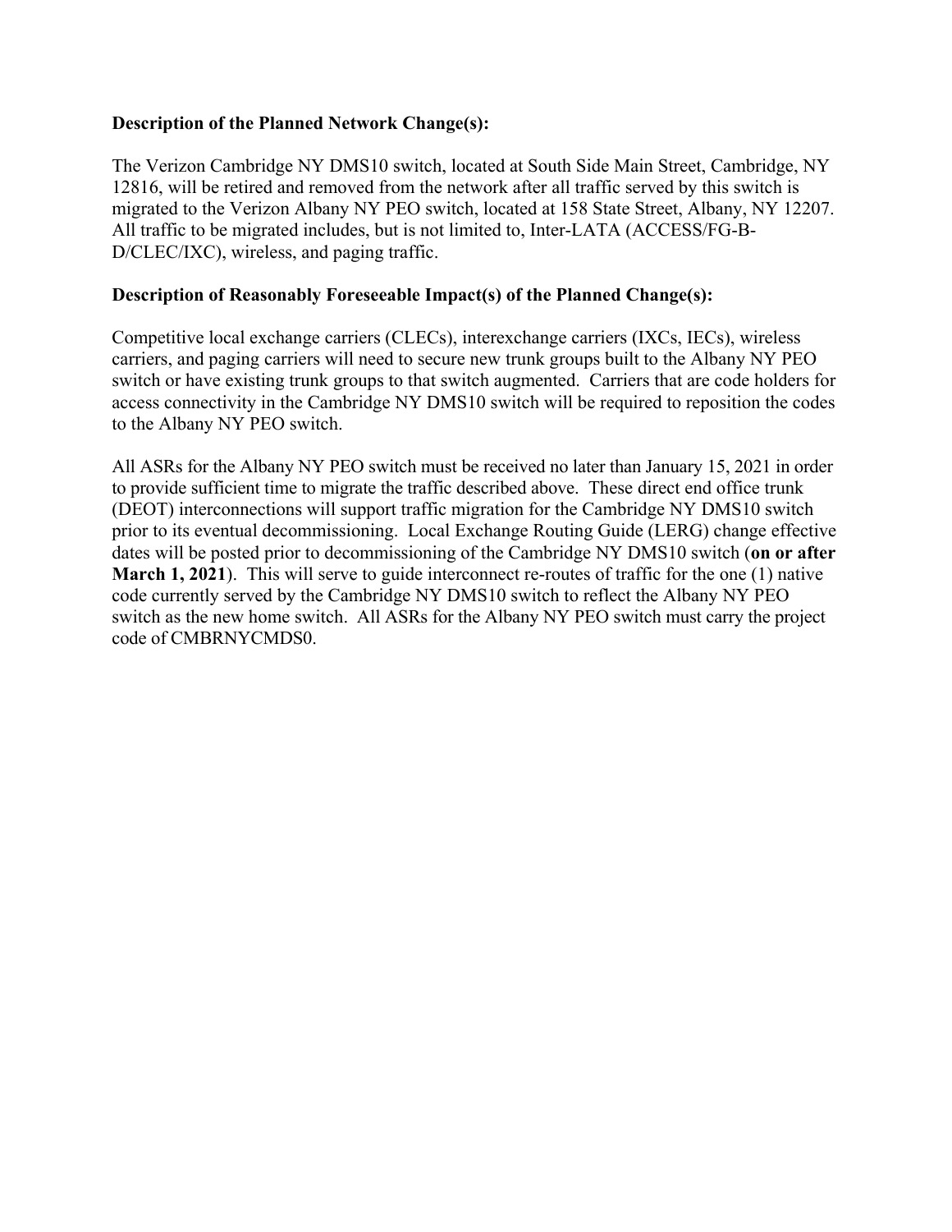**Description of the Planned Network Change(s):**

The Verizon Cambridge NY DMS10 switch, located at South Side Main Street, Cambridge, NY 12816, will be retired and removed from the network after all traffic served by this switch is migrated to the Verizon Albany NY PEO switch, located at 158 State Street, Albany, NY 12207. All traffic to be migrated includes, but is not limited to, Inter-LATA (ACCESS/FG-B-D/CLEC/IXC), wireless, and paging traffic.

**Description of Reasonably Foreseeable Impact(s) of the Planned Change(s):**

Competitive local exchange carriers (CLECs), interexchange carriers (IXCs, IECs), wireless carriers, and paging carriers will need to secure new trunk groups built to the Albany NY PEO switch or have existing trunk groups to that switch augmented. Carriers that are code holders for access connectivity in the Cambridge NY DMS10 switch will be required to reposition the codes to the Albany NY PEO switch.

All ASRs for the Albany NY PEO switch must be received no later than January 15, 2021 in order to provide sufficient time to migrate the traffic described above. These direct end office trunk (DEOT) interconnections will support traffic migration for the Cambridge NY DMS10 switch prior to its eventual decommissioning. Local Exchange Routing Guide (LERG) change effective dates will be posted prior to decommissioning of the Cambridge NY DMS10 switch (**on or after March 1, 2021**). This will serve to guide interconnect re-routes of traffic for the one (1) native code currently served by the Cambridge NY DMS10 switch to reflect the Albany NY PEO switch as the new home switch. All ASRs for the Albany NY PEO switch must carry the project code of CMBRNYCMDS0.